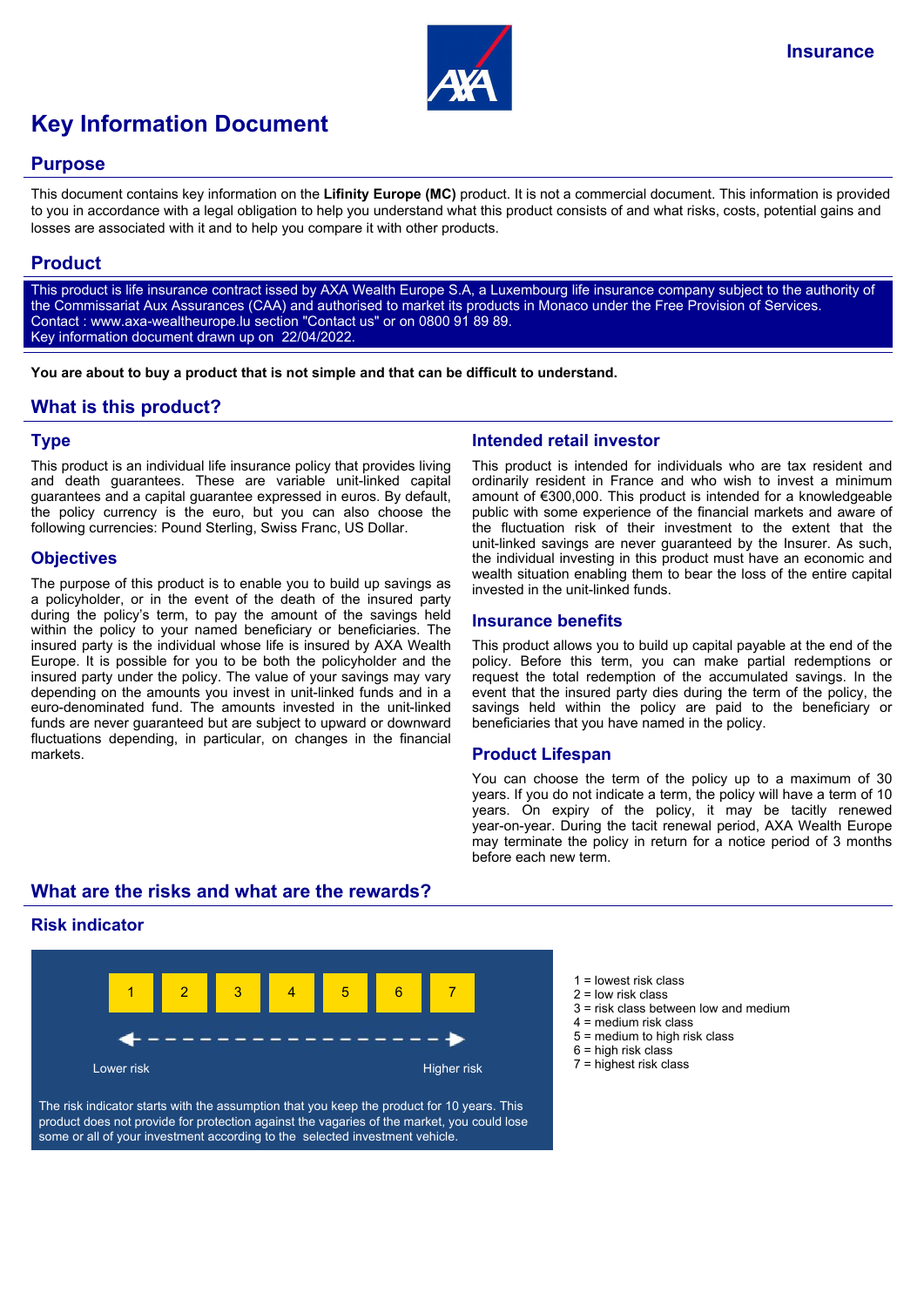Insurance

# Key Information Document

## Purpose

This document contains key information on the **Lifinity Europe (MC)** product. It is not a commercial document. This information is provided to you in accordance with a legal obligation to help you understand what this product consists of and what risks, costs, potential gains and losses are associated with it and to help you compare it with other products.

## Product

This product is life insurance contract issed by AXA Wealth Europe S.A, a Luxembourg life insurance company subject to the authority of the Commissariat Aux Assurances (CAA) and authorised to market its products in Monaco under the Free Provision of Services.
Contact : www.axa-wealtheurope.lu section "Contact us" or on 0800 91 89 89.
Key information document drawn up on 22/04/2022.

**You are about to buy a product that is not simple and that can be difficult to understand.**

## What is this product?

### Type

This product is an individual life insurance policy that provides living and death guarantees. These are variable unit-linked capital guarantees and a capital guarantee expressed in euros. By default, the policy currency is the euro, but you can also choose the following currencies: Pound Sterling, Swiss Franc, US Dollar.

### Objectives

The purpose of this product is to enable you to build up savings as a policyholder, or in the event of the death of the insured party during the policy's term, to pay the amount of the savings held within the policy to your named beneficiary or beneficiaries. The insured party is the individual whose life is insured by AXA Wealth Europe. It is possible for you to be both the policyholder and the insured party under the policy. The value of your savings may vary depending on the amounts you invest in unit-linked funds and in a euro-denominated fund. The amounts invested in the unit-linked funds are never guaranteed but are subject to upward or downward fluctuations depending, in particular, on changes in the financial markets.

### Intended retail investor

This product is intended for individuals who are tax resident and ordinarily resident in France and who wish to invest a minimum amount of €300,000. This product is intended for a knowledgeable public with some experience of the financial markets and aware of the fluctuation risk of their investment to the extent that the unit-linked savings are never guaranteed by the Insurer. As such, the individual investing in this product must have an economic and wealth situation enabling them to bear the loss of the entire capital invested in the unit-linked funds.

### Insurance benefits

This product allows you to build up capital payable at the end of the policy. Before this term, you can make partial redemptions or request the total redemption of the accumulated savings. In the event that the insured party dies during the term of the policy, the savings held within the policy are paid to the beneficiary or beneficiaries that you have named in the policy.

### Product Lifespan

You can choose the term of the policy up to a maximum of 30 years. If you do not indicate a term, the policy will have a term of 10 years. On expiry of the policy, it may be tacitly renewed year-on-year. During the tacit renewal period, AXA Wealth Europe may terminate the policy in return for a notice period of 3 months before each new term.

## What are the risks and what are the rewards?

### Risk indicator

| 1 | 2 | 3 | 4 | 5 | 6 | 7 |
|---|---|---|---|---|---|---|

Lower risk ← → Higher risk

The risk indicator starts with the assumption that you keep the product for 10 years. This product does not provide for protection against the vagaries of the market, you could lose some or all of your investment according to the selected investment vehicle.

1 = lowest risk class
2 = low risk class
3 = risk class between low and medium
4 = medium risk class
5 = medium to high risk class
6 = high risk class
7 = highest risk class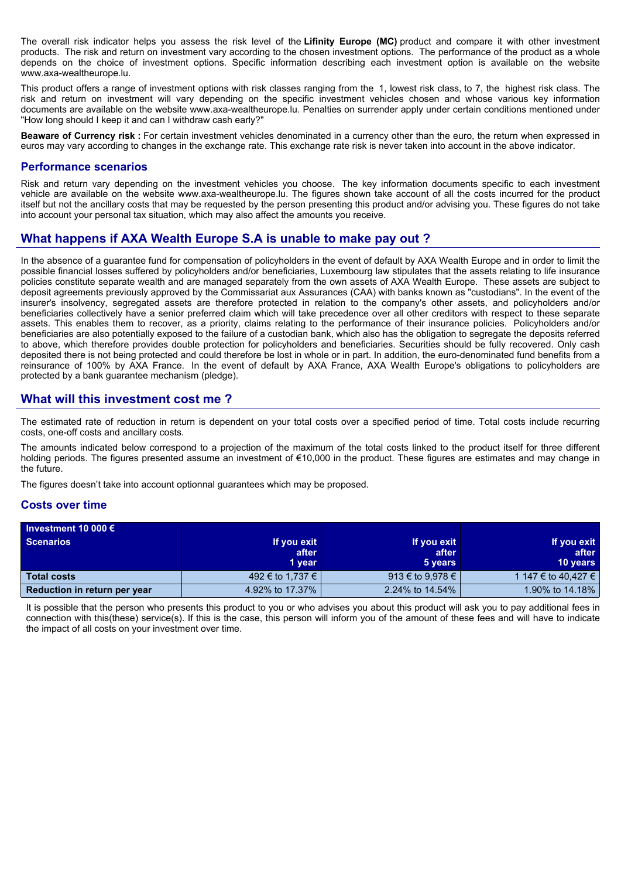The overall risk indicator helps you assess the risk level of the **Lifinity Europe (MC)** product and compare it with other investment products. The risk and return on investment vary according to the chosen investment options. The performance of the product as a whole depends on the choice of investment options. Specific information describing each investment option is available on the website www.axa-wealtheurope.lu.

This product offers a range of investment options with risk classes ranging from the 1, lowest risk class, to 7, the highest risk class. The risk and return on investment will vary depending on the specific investment vehicles chosen and whose various key information documents are available on the website www.axa-wealtheurope.lu. Penalties on surrender apply under certain conditions mentioned under "How long should I keep it and can I withdraw cash early?"

**Beaware of Currency risk :** For certain investment vehicles denominated in a currency other than the euro, the return when expressed in euros may vary according to changes in the exchange rate. This exchange rate risk is never taken into account in the above indicator.

### Performance scenarios

Risk and return vary depending on the investment vehicles you choose. The key information documents specific to each investment vehicle are available on the website www.axa-wealtheurope.lu. The figures shown take account of all the costs incurred for the product itself but not the ancillary costs that may be requested by the person presenting this product and/or advising you. These figures do not take into account your personal tax situation, which may also affect the amounts you receive.

## What happens if AXA Wealth Europe S.A is unable to make pay out ?

In the absence of a guarantee fund for compensation of policyholders in the event of default by AXA Wealth Europe and in order to limit the possible financial losses suffered by policyholders and/or beneficiaries, Luxembourg law stipulates that the assets relating to life insurance policies constitute separate wealth and are managed separately from the own assets of AXA Wealth Europe. These assets are subject to deposit agreements previously approved by the Commissariat aux Assurances (CAA) with banks known as "custodians". In the event of the insurer's insolvency, segregated assets are therefore protected in relation to the company's other assets, and policyholders and/or beneficiaries collectively have a senior preferred claim which will take precedence over all other creditors with respect to these separate assets. This enables them to recover, as a priority, claims relating to the performance of their insurance policies. Policyholders and/or beneficiaries are also potentially exposed to the failure of a custodian bank, which also has the obligation to segregate the deposits referred to above, which therefore provides double protection for policyholders and beneficiaries. Securities should be fully recovered. Only cash deposited there is not being protected and could therefore be lost in whole or in part. In addition, the euro-denominated fund benefits from a reinsurance of 100% by AXA France. In the event of default by AXA France, AXA Wealth Europe's obligations to policyholders are protected by a bank guarantee mechanism (pledge).

## What will this investment cost me ?

The estimated rate of reduction in return is dependent on your total costs over a specified period of time. Total costs include recurring costs, one-off costs and ancillary costs.

The amounts indicated below correspond to a projection of the maximum of the total costs linked to the product itself for three different holding periods. The figures presented assume an investment of €10,000 in the product. These figures are estimates and may change in the future.

The figures doesn't take into account optionnal guarantees which may be proposed.

### Costs over time

| Investment 10 000 € Scenarios | If you exit after 1 year | If you exit after 5 years | If you exit after 10 years |
|---|---|---|---|
| **Total costs** | 492 € to 1,737 € | 913 € to 9,978 € | 1 147 € to 40,427 € |
| **Reduction in return per year** | 4.92% to 17.37% | 2.24% to 14.54% | 1.90% to 14.18% |

It is possible that the person who presents this product to you or who advises you about this product will ask you to pay additional fees in connection with this(these) service(s). If this is the case, this person will inform you of the amount of these fees and will have to indicate the impact of all costs on your investment over time.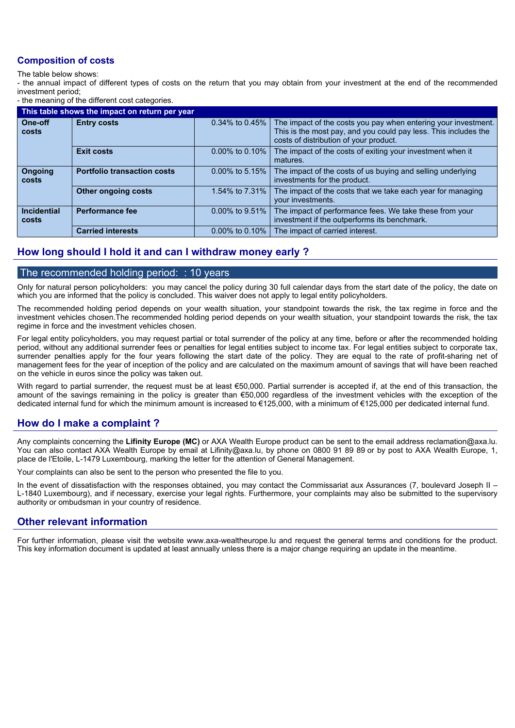## Composition of costs

The table below shows:
- the annual impact of different types of costs on the return that you may obtain from your investment at the end of the recommended investment period;
- the meaning of the different cost categories.

| This table shows the impact on return per year | | | |
|---|---|---|---|
| **One-off costs** | **Entry costs** | 0.34% to 0.45% | The impact of the costs you pay when entering your investment. This is the most pay, and you could pay less. This includes the costs of distribution of your product. |
| | **Exit costs** | 0.00% to 0.10% | The impact of the costs of exiting your investment when it matures. |
| **Ongoing costs** | **Portfolio transaction costs** | 0.00% to 5.15% | The impact of the costs of us buying and selling underlying investments for the product. |
| | **Other ongoing costs** | 1.54% to 7.31% | The impact of the costs that we take each year for managing your investments. |
| **Incidential costs** | **Performance fee** | 0.00% to 9.51% | The impact of performance fees. We take these from your investment if the outperforms its benchmark. |
| | **Carried interests** | 0.00% to 0.10% | The impact of carried interest. |

## How long should I hold it and can I withdraw money early ?

### The recommended holding period: : 10 years

Only for natural person policyholders: you may cancel the policy during 30 full calendar days from the start date of the policy, the date on which you are informed that the policy is concluded. This waiver does not apply to legal entity policyholders.

The recommended holding period depends on your wealth situation, your standpoint towards the risk, the tax regime in force and the investment vehicles chosen.The recommended holding period depends on your wealth situation, your standpoint towards the risk, the tax regime in force and the investment vehicles chosen.

For legal entity policyholders, you may request partial or total surrender of the policy at any time, before or after the recommended holding period, without any additional surrender fees or penalties for legal entities subject to income tax. For legal entities subject to corporate tax, surrender penalties apply for the four years following the start date of the policy. They are equal to the rate of profit-sharing net of management fees for the year of inception of the policy and are calculated on the maximum amount of savings that will have been reached on the vehicle in euros since the policy was taken out.

With regard to partial surrender, the request must be at least €50,000. Partial surrender is accepted if, at the end of this transaction, the amount of the savings remaining in the policy is greater than €50,000 regardless of the investment vehicles with the exception of the dedicated internal fund for which the minimum amount is increased to €125,000, with a minimum of €125,000 per dedicated internal fund.

## How do I make a complaint ?

Any complaints concerning the **Lifinity Europe (MC)** or AXA Wealth Europe product can be sent to the email address reclamation@axa.lu. You can also contact AXA Wealth Europe by email at Lifinity@axa.lu, by phone on 0800 91 89 89 or by post to AXA Wealth Europe, 1, place de l'Etoile, L-1479 Luxembourg, marking the letter for the attention of General Management.

Your complaints can also be sent to the person who presented the file to you.

In the event of dissatisfaction with the responses obtained, you may contact the Commissariat aux Assurances (7, boulevard Joseph II – L-1840 Luxembourg), and if necessary, exercise your legal rights. Furthermore, your complaints may also be submitted to the supervisory authority or ombudsman in your country of residence.

## Other relevant information

For further information, please visit the website www.axa-wealtheurope.lu and request the general terms and conditions for the product. This key information document is updated at least annually unless there is a major change requiring an update in the meantime.